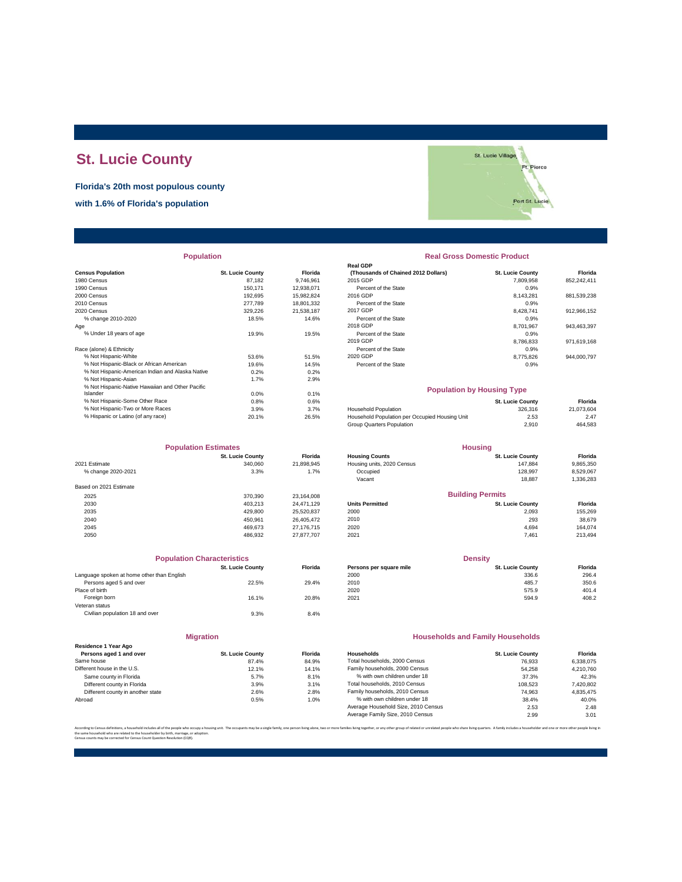# St. Lucie County

**Florida's 20th most populous county**

**with 1.6% of Florida's population**

## Population

| Census Population | St. Lucie County | Florida |
|---|---|---|
| 1980 Census | 87,182 | 9,746,961 |
| 1990 Census | 150,171 | 12,938,071 |
| 2000 Census | 192,695 | 15,982,824 |
| 2010 Census | 277,789 | 18,801,332 |
| 2020 Census | 329,226 | 21,538,187 |
| % change 2010-2020 | 18.5% | 14.6% |
| Age | | |
| % Under 18 years of age | 19.9% | 19.5% |
| Race (alone) & Ethnicity | | |
| % Not Hispanic-White | 53.6% | 51.5% |
| % Not Hispanic-Black or African American | 19.6% | 14.5% |
| % Not Hispanic-American Indian and Alaska Native | 0.2% | 0.2% |
| % Not Hispanic-Asian | 1.7% | 2.9% |
| % Not Hispanic-Native Hawaiian and Other Pacific Islander | 0.0% | 0.1% |
| % Not Hispanic-Some Other Race | 0.8% | 0.6% |
| % Not Hispanic-Two or More Races | 3.9% | 3.7% |
| % Hispanic or Latino (of any race) | 20.1% | 26.5% |

## Real Gross Domestic Product

| Real GDP (Thousands of Chained 2012 Dollars) | St. Lucie County | Florida |
|---|---|---|
| 2015 GDP | 7,809,958 | 852,242,411 |
| Percent of the State | 0.9% | |
| 2016 GDP | 8,143,281 | 881,539,238 |
| Percent of the State | 0.9% | |
| 2017 GDP | 8,428,741 | 912,966,152 |
| Percent of the State | 0.9% | |
| 2018 GDP | 8,701,967 | 943,463,397 |
| Percent of the State | 0.9% | |
| 2019 GDP | 8,786,833 | 971,619,168 |
| Percent of the State | 0.9% | |
| 2020 GDP | 8,775,826 | 944,000,797 |
| Percent of the State | 0.9% | |

## Population by Housing Type

| | St. Lucie County | Florida |
|---|---|---|
| Household Population | 326,316 | 21,073,604 |
| Household Population per Occupied Housing Unit | 2.53 | 2.47 |
| Group Quarters Population | 2,910 | 464,583 |

## Population Estimates

| | St. Lucie County | Florida |
|---|---|---|
| 2021 Estimate | 340,060 | 21,898,945 |
| % change 2020-2021 | 3.3% | 1.7% |
| Based on 2021 Estimate | | |
| 2025 | 370,390 | 23,164,008 |
| 2030 | 403,213 | 24,471,129 |
| 2035 | 429,800 | 25,520,837 |
| 2040 | 450,961 | 26,405,472 |
| 2045 | 469,673 | 27,176,715 |
| 2050 | 486,932 | 27,877,707 |

## Housing

| Housing Counts | St. Lucie County | Florida |
|---|---|---|
| Housing units, 2020 Census | 147,884 | 9,865,350 |
| Occupied | 128,997 | 8,529,067 |
| Vacant | 18,887 | 1,336,283 |

## Building Permits

| Units Permitted | St. Lucie County | Florida |
|---|---|---|
| 2000 | 2,093 | 155,269 |
| 2010 | 293 | 38,679 |
| 2020 | 4,694 | 164,074 |
| 2021 | 7,461 | 213,494 |

## Population Characteristics

| | St. Lucie County | Florida |
|---|---|---|
| Language spoken at home other than English | | |
| Persons aged 5 and over | 22.5% | 29.4% |
| Place of birth | | |
| Foreign born | 16.1% | 20.8% |
| Veteran status | | |
| Civilian population 18 and over | 9.3% | 8.4% |

## Density

| Persons per square mile | St. Lucie County | Florida |
|---|---|---|
| 2000 | 336.6 | 296.4 |
| 2010 | 485.7 | 350.6 |
| 2020 | 575.9 | 401.4 |
| 2021 | 594.9 | 408.2 |

## Migration

| Residence 1 Year Ago Persons aged 1 and over | St. Lucie County | Florida |
|---|---|---|
| Same house | 87.4% | 84.9% |
| Different house in the U.S. | 12.1% | 14.1% |
| Same county in Florida | 5.7% | 8.1% |
| Different county in Florida | 3.9% | 3.1% |
| Different county in another state | 2.6% | 2.8% |
| Abroad | 0.5% | 1.0% |

## Households and Family Households

| Households | St. Lucie County | Florida |
|---|---|---|
| Total households, 2000 Census | 76,933 | 6,338,075 |
| Family households, 2000 Census | 54,258 | 4,210,760 |
| % with own children under 18 | 37.3% | 42.3% |
| Total households, 2010 Census | 108,523 | 7,420,802 |
| Family households, 2010 Census | 74,963 | 4,835,475 |
| % with own children under 18 | 38.4% | 40.0% |
| Average Household Size, 2010 Census | 2.53 | 2.48 |
| Average Family Size, 2010 Census | 2.99 | 3.01 |

According to Census definitions, a household includes all of the people who occupy a housing unit. The occupants may be a single family, one person living alone, two or more families living together, or any other group of related or unrelated people who share living quarters. A family includes a householder and one or more other people living in the same household who are related to the householder by birth, marriage, or adoption.
Census counts may be corrected for Census Count Question Resolution (CQR).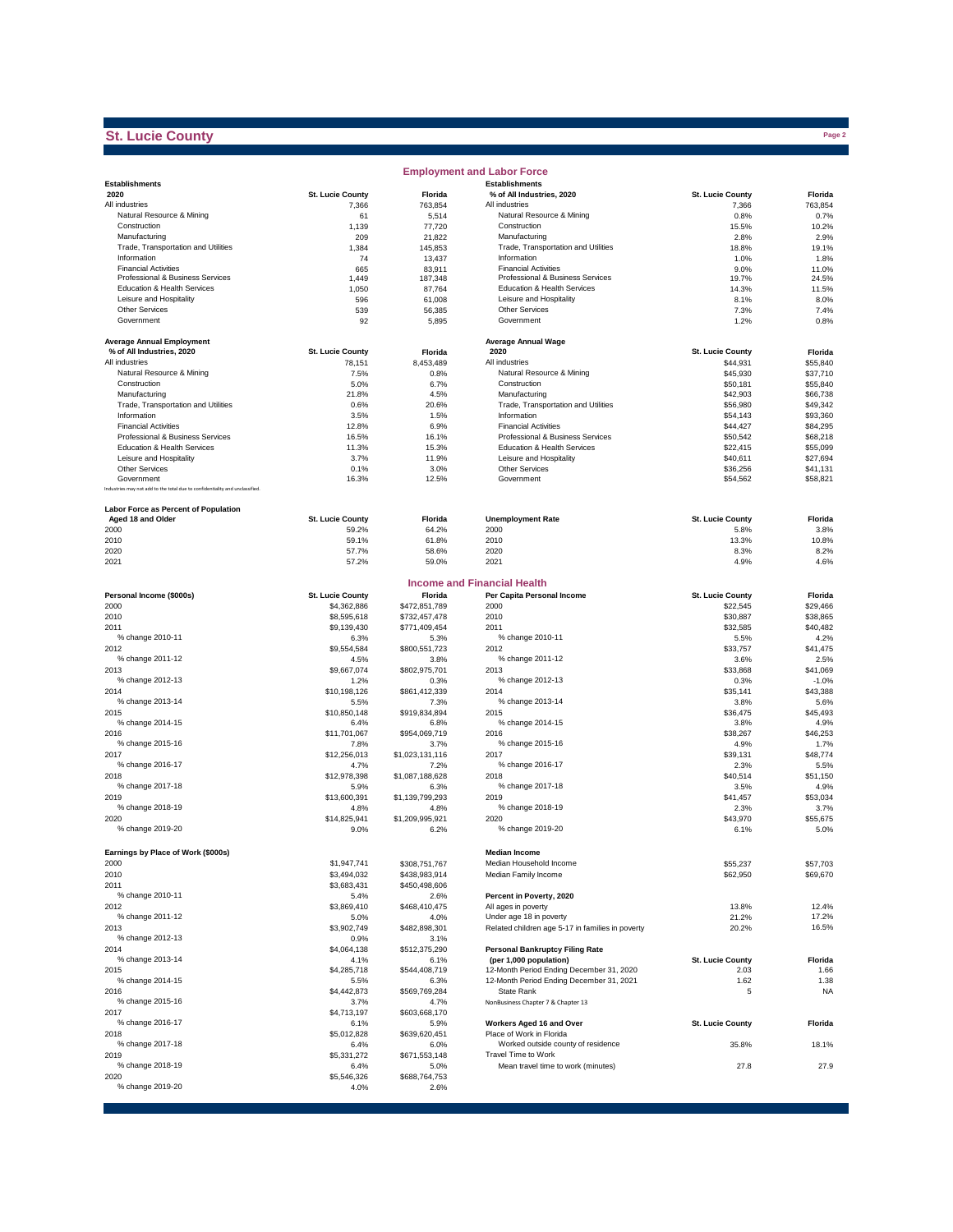# St. Lucie County

## Employment and Labor Force

| Establishments 2020 | St. Lucie County | Florida |
|---|---|---|
| All industries | 7,366 | 763,854 |
| Natural Resource & Mining | 61 | 5,514 |
| Construction | 1,139 | 77,720 |
| Manufacturing | 209 | 21,822 |
| Trade, Transportation and Utilities | 1,384 | 145,853 |
| Information | 74 | 13,437 |
| Financial Activities | 665 | 83,911 |
| Professional & Business Services | 1,449 | 187,348 |
| Education & Health Services | 1,050 | 87,764 |
| Leisure and Hospitality | 596 | 61,008 |
| Other Services | 539 | 56,385 |
| Government | 92 | 5,895 |

| Establishments % of All Industries, 2020 | St. Lucie County | Florida |
|---|---|---|
| All industries | 7,366 | 763,854 |
| Natural Resource & Mining | 0.8% | 0.7% |
| Construction | 15.5% | 10.2% |
| Manufacturing | 2.8% | 2.9% |
| Trade, Transportation and Utilities | 18.8% | 19.1% |
| Information | 1.0% | 1.8% |
| Financial Activities | 9.0% | 11.0% |
| Professional & Business Services | 19.7% | 24.5% |
| Education & Health Services | 14.3% | 11.5% |
| Leisure and Hospitality | 8.1% | 8.0% |
| Other Services | 7.3% | 7.4% |
| Government | 1.2% | 0.8% |

| Average Annual Employment % of All Industries, 2020 | St. Lucie County | Florida |
|---|---|---|
| All industries | 78,151 | 8,453,489 |
| Natural Resource & Mining | 7.5% | 0.8% |
| Construction | 5.0% | 6.7% |
| Manufacturing | 21.8% | 4.5% |
| Trade, Transportation and Utilities | 0.6% | 20.6% |
| Information | 3.5% | 1.5% |
| Financial Activities | 12.8% | 6.9% |
| Professional & Business Services | 16.5% | 16.1% |
| Education & Health Services | 11.3% | 15.3% |
| Leisure and Hospitality | 3.7% | 11.9% |
| Other Services | 0.1% | 3.0% |
| Government | 16.3% | 12.5% |

Industries may not add to the total due to confidentiality and unclassified.

| Average Annual Wage 2020 | St. Lucie County | Florida |
|---|---|---|
| All industries | $44,931 | $55,840 |
| Natural Resource & Mining | $45,930 | $37,710 |
| Construction | $50,181 | $55,840 |
| Manufacturing | $42,903 | $66,738 |
| Trade, Transportation and Utilities | $56,980 | $49,342 |
| Information | $54,143 | $93,360 |
| Financial Activities | $44,427 | $84,295 |
| Professional & Business Services | $50,542 | $68,218 |
| Education & Health Services | $22,415 | $55,099 |
| Leisure and Hospitality | $40,611 | $27,694 |
| Other Services | $36,256 | $41,131 |
| Government | $54,562 | $58,821 |

| Labor Force as Percent of Population Aged 18 and Older | St. Lucie County | Florida |
|---|---|---|
| 2000 | 59.2% | 64.2% |
| 2010 | 59.1% | 61.8% |
| 2020 | 57.7% | 58.6% |
| 2021 | 57.2% | 59.0% |

| Unemployment Rate | St. Lucie County | Florida |
|---|---|---|
| 2000 | 5.8% | 3.8% |
| 2010 | 13.3% | 10.8% |
| 2020 | 8.3% | 8.2% |
| 2021 | 4.9% | 4.6% |

## Income and Financial Health

| Personal Income ($000s) | St. Lucie County | Florida |
|---|---|---|
| 2000 | $4,362,886 | $472,851,789 |
| 2010 | $8,595,618 | $732,457,478 |
| 2011 | $9,139,430 | $771,409,454 |
| % change 2010-11 | 6.3% | 5.3% |
| 2012 | $9,554,584 | $800,551,723 |
| % change 2011-12 | 4.5% | 3.8% |
| 2013 | $9,667,074 | $802,975,701 |
| % change 2012-13 | 1.2% | 0.3% |
| 2014 | $10,198,126 | $861,412,339 |
| % change 2013-14 | 5.5% | 7.3% |
| 2015 | $10,850,148 | $919,834,894 |
| % change 2014-15 | 6.4% | 6.8% |
| 2016 | $11,701,067 | $954,069,719 |
| % change 2015-16 | 7.8% | 3.7% |
| 2017 | $12,256,013 | $1,023,131,116 |
| % change 2016-17 | 4.7% | 7.2% |
| 2018 | $12,978,398 | $1,087,188,628 |
| % change 2017-18 | 5.9% | 6.3% |
| 2019 | $13,600,391 | $1,139,799,293 |
| % change 2018-19 | 4.8% | 4.8% |
| 2020 | $14,825,941 | $1,209,995,921 |
| % change 2019-20 | 9.0% | 6.2% |

| Per Capita Personal Income | St. Lucie County | Florida |
|---|---|---|
| 2000 | $22,545 | $29,466 |
| 2010 | $30,887 | $38,865 |
| 2011 | $32,585 | $40,482 |
| % change 2010-11 | 5.5% | 4.2% |
| 2012 | $33,757 | $41,475 |
| % change 2011-12 | 3.6% | 2.5% |
| 2013 | $33,868 | $41,069 |
| % change 2012-13 | 0.3% | -1.0% |
| 2014 | $35,141 | $43,388 |
| % change 2013-14 | 3.8% | 5.6% |
| 2015 | $36,475 | $45,493 |
| % change 2014-15 | 3.8% | 4.9% |
| 2016 | $38,267 | $46,253 |
| % change 2015-16 | 4.9% | 1.7% |
| 2017 | $39,131 | $48,774 |
| % change 2016-17 | 2.3% | 5.5% |
| 2018 | $40,514 | $51,150 |
| % change 2017-18 | 3.5% | 4.9% |
| 2019 | $41,457 | $53,034 |
| % change 2018-19 | 2.3% | 3.7% |
| 2020 | $43,970 | $55,675 |
| % change 2019-20 | 6.1% | 5.0% |

| Earnings by Place of Work ($000s) | St. Lucie County | Florida |
|---|---|---|
| 2000 | $1,947,741 | $308,751,767 |
| 2010 | $3,494,032 | $438,983,914 |
| 2011 | $3,683,431 | $450,498,606 |
| % change 2010-11 | 5.4% | 2.6% |
| 2012 | $3,869,410 | $468,410,475 |
| % change 2011-12 | 5.0% | 4.0% |
| 2013 | $3,902,749 | $482,898,301 |
| % change 2012-13 | 0.9% | 3.1% |
| 2014 | $4,064,138 | $512,375,290 |
| % change 2013-14 | 4.1% | 6.1% |
| 2015 | $4,285,718 | $544,408,719 |
| % change 2014-15 | 5.5% | 6.3% |
| 2016 | $4,442,873 | $569,769,284 |
| % change 2015-16 | 3.7% | 4.7% |
| 2017 | $4,713,197 | $603,668,170 |
| % change 2016-17 | 6.1% | 5.9% |
| 2018 | $5,012,828 | $639,620,451 |
| % change 2017-18 | 6.4% | 6.0% |
| 2019 | $5,331,272 | $671,553,148 |
| % change 2018-19 | 6.4% | 5.0% |
| 2020 | $5,546,326 | $688,764,753 |
| % change 2019-20 | 4.0% | 2.6% |

| Median Income | St. Lucie County | Florida |
|---|---|---|
| Median Household Income | $55,237 | $57,703 |
| Median Family Income | $62,950 | $69,670 |

| Percent in Poverty, 2020 | St. Lucie County | Florida |
|---|---|---|
| All ages in poverty | 13.8% | 12.4% |
| Under age 18 in poverty | 21.2% | 17.2% |
| Related children age 5-17 in families in poverty | 20.2% | 16.5% |

| Personal Bankruptcy Filing Rate (per 1,000 population) | St. Lucie County | Florida |
|---|---|---|
| 12-Month Period Ending December 31, 2020 | 2.03 | 1.66 |
| 12-Month Period Ending December 31, 2021 | 1.62 | 1.38 |
| State Rank | 5 | NA |

NonBusiness Chapter 7 & Chapter 13

| Workers Aged 16 and Over | St. Lucie County | Florida |
|---|---|---|
| Place of Work in Florida | | |
| Worked outside county of residence | 35.8% | 18.1% |
| Travel Time to Work | | |
| Mean travel time to work (minutes) | 27.8 | 27.9 |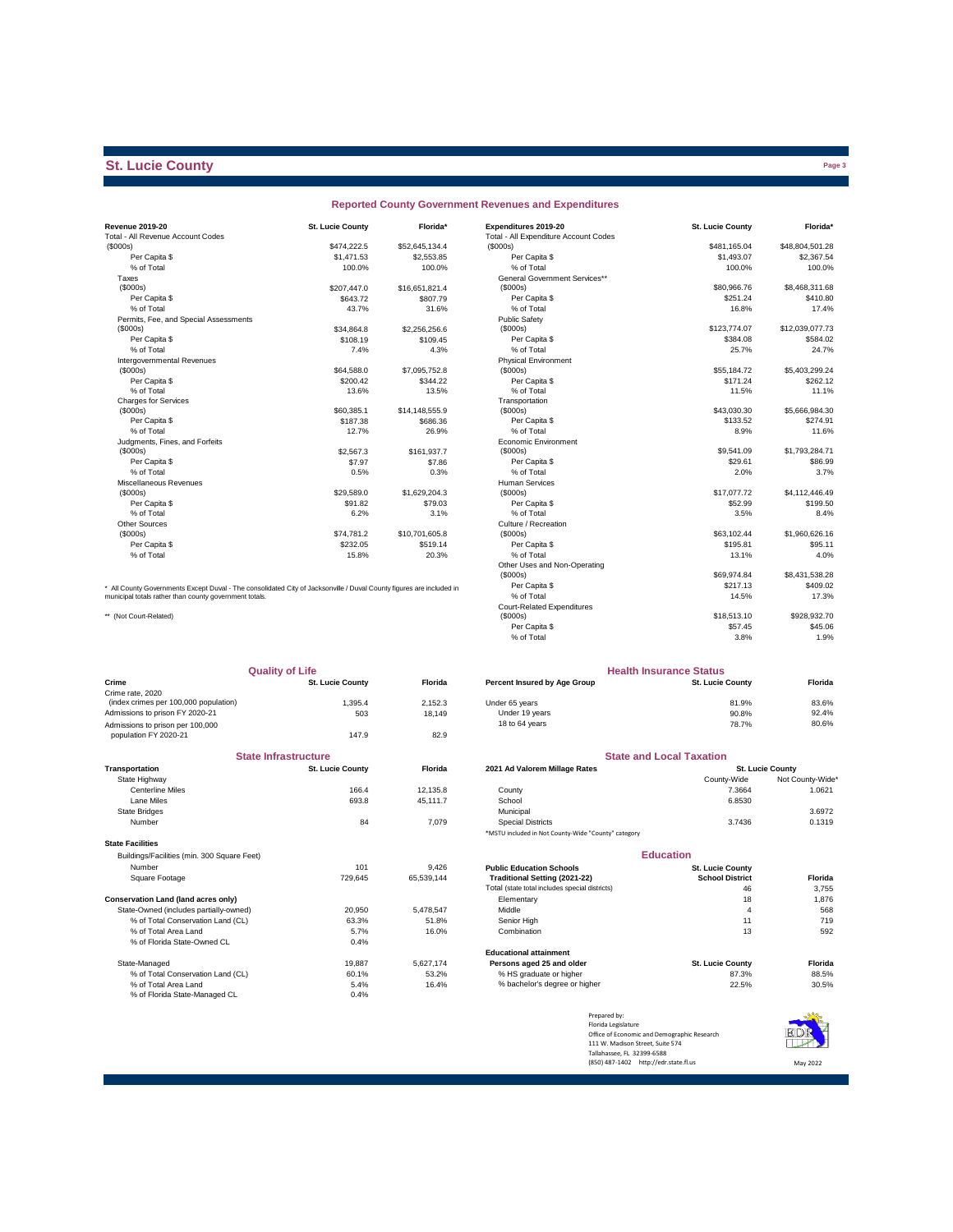# St. Lucie County

## Reported County Government Revenues and Expenditures

| Revenue 2019-20 | St. Lucie County | Florida* |
|---|---|---|
| Total - All Revenue Account Codes | | |
| ($000s) | $474,222.5 | $52,645,134.4 |
| Per Capita $ | $1,471.53 | $2,553.85 |
| % of Total | 100.0% | 100.0% |
| Taxes | | |
| ($000s) | $207,447.0 | $16,651,821.4 |
| Per Capita $ | $643.72 | $807.79 |
| % of Total | 43.7% | 31.6% |
| Permits, Fee, and Special Assessments | | |
| ($000s) | $34,864.8 | $2,256,256.6 |
| Per Capita $ | $108.19 | $109.45 |
| % of Total | 7.4% | 4.3% |
| Intergovernmental Revenues | | |
| ($000s) | $64,588.0 | $7,095,752.8 |
| Per Capita $ | $200.42 | $344.22 |
| % of Total | 13.6% | 13.5% |
| Charges for Services | | |
| ($000s) | $60,385.1 | $14,148,555.9 |
| Per Capita $ | $187.38 | $686.36 |
| % of Total | 12.7% | 26.9% |
| Judgments, Fines, and Forfeits | | |
| ($000s) | $2,567.3 | $161,937.7 |
| Per Capita $ | $7.97 | $7.86 |
| % of Total | 0.5% | 0.3% |
| Miscellaneous Revenues | | |
| ($000s) | $29,589.0 | $1,629,204.3 |
| Per Capita $ | $91.82 | $79.03 |
| % of Total | 6.2% | 3.1% |
| Other Sources | | |
| ($000s) | $74,781.2 | $10,701,605.8 |
| Per Capita $ | $232.05 | $519.14 |
| % of Total | 15.8% | 20.3% |

\* All County Governments Except Duval - The consolidated City of Jacksonville / Duval County figures are included in municipal totals rather than county government totals.

\*\* (Not Court-Related)

| Expenditures 2019-20 | St. Lucie County | Florida* |
|---|---|---|
| Total - All Expenditure Account Codes | | |
| ($000s) | $481,165.04 | $48,804,501.28 |
| Per Capita $ | $1,493.07 | $2,367.54 |
| % of Total | 100.0% | 100.0% |
| General Government Services** | | |
| ($000s) | $80,966.76 | $8,468,311.68 |
| Per Capita $ | $251.24 | $410.80 |
| % of Total | 16.8% | 17.4% |
| Public Safety | | |
| ($000s) | $123,774.07 | $12,039,077.73 |
| Per Capita $ | $384.08 | $584.02 |
| % of Total | 25.7% | 24.7% |
| Physical Environment | | |
| ($000s) | $55,184.72 | $5,403,299.24 |
| Per Capita $ | $171.24 | $262.12 |
| % of Total | 11.5% | 11.1% |
| Transportation | | |
| ($000s) | $43,030.30 | $5,666,984.30 |
| Per Capita $ | $133.52 | $274.91 |
| % of Total | 8.9% | 11.6% |
| Economic Environment | | |
| ($000s) | $9,541.09 | $1,793,284.71 |
| Per Capita $ | $29.61 | $86.99 |
| % of Total | 2.0% | 3.7% |
| Human Services | | |
| ($000s) | $17,077.72 | $4,112,446.49 |
| Per Capita $ | $52.99 | $199.50 |
| % of Total | 3.5% | 8.4% |
| Culture / Recreation | | |
| ($000s) | $63,102.44 | $1,960,626.16 |
| Per Capita $ | $195.81 | $95.11 |
| % of Total | 13.1% | 4.0% |
| Other Uses and Non-Operating | | |
| ($000s) | $69,974.84 | $8,431,538.28 |
| Per Capita $ | $217.13 | $409.02 |
| % of Total | 14.5% | 17.3% |
| Court-Related Expenditures | | |
| ($000s) | $18,513.10 | $928,932.70 |
| Per Capita $ | $57.45 | $45.06 |
| % of Total | 3.8% | 1.9% |

## Quality of Life

| Crime | St. Lucie County | Florida |
|---|---|---|
| Crime rate, 2020 (index crimes per 100,000 population) | 1,395.4 | 2,152.3 |
| Admissions to prison FY 2020-21 | 503 | 18,149 |
| Admissions to prison per 100,000 population FY 2020-21 | 147.9 | 82.9 |

## Health Insurance Status

| Percent Insured by Age Group | St. Lucie County | Florida |
|---|---|---|
| Under 65 years | 81.9% | 83.6% |
| Under 19 years | 90.8% | 92.4% |
| 18 to 64 years | 78.7% | 80.6% |

## State Infrastructure

| Transportation | St. Lucie County | Florida |
|---|---|---|
| State Highway | | |
| Centerline Miles | 166.4 | 12,135.8 |
| Lane Miles | 693.8 | 45,111.7 |
| State Bridges | | |
| Number | 84 | 7,079 |

| State Facilities | St. Lucie County | Florida |
|---|---|---|
| Buildings/Facilities (min. 300 Square Feet) | | |
| Number | 101 | 9,426 |
| Square Footage | 729,645 | 65,539,144 |

| Conservation Land (land acres only) | St. Lucie County | Florida |
|---|---|---|
| State-Owned (includes partially-owned) | 20,950 | 5,478,547 |
| % of Total Conservation Land (CL) | 63.3% | 51.8% |
| % of Total Area Land | 5.7% | 16.0% |
| % of Florida State-Owned CL | 0.4% | |
| State-Managed | 19,887 | 5,627,174 |
| % of Total Conservation Land (CL) | 60.1% | 53.2% |
| % of Total Area Land | 5.4% | 16.4% |
| % of Florida State-Managed CL | 0.4% | |

## State and Local Taxation

| 2021 Ad Valorem Millage Rates | St. Lucie County County-Wide | St. Lucie County Not County-Wide* |
|---|---|---|
| County | 7.3664 | 1.0621 |
| School | 6.8530 | |
| Municipal | | 3.6972 |
| Special Districts | 3.7436 | 0.1319 |

\*MSTU included in Not County-Wide "County" category

## Education

| Public Education Schools Traditional Setting (2021-22) | St. Lucie County School District | Florida |
|---|---|---|
| Total (state total includes special districts) | 46 | 3,755 |
| Elementary | 18 | 1,876 |
| Middle | 4 | 568 |
| Senior High | 11 | 719 |
| Combination | 13 | 592 |

| Educational attainment Persons aged 25 and older | St. Lucie County | Florida |
|---|---|---|
| % HS graduate or higher | 87.3% | 88.5% |
| % bachelor's degree or higher | 22.5% | 30.5% |

Prepared by:
Florida Legislature
Office of Economic and Demographic Research
111 W. Madison Street, Suite 574
Tallahassee, FL 32399-6588
(850) 487-1402 http://edr.state.fl.us

May 2022